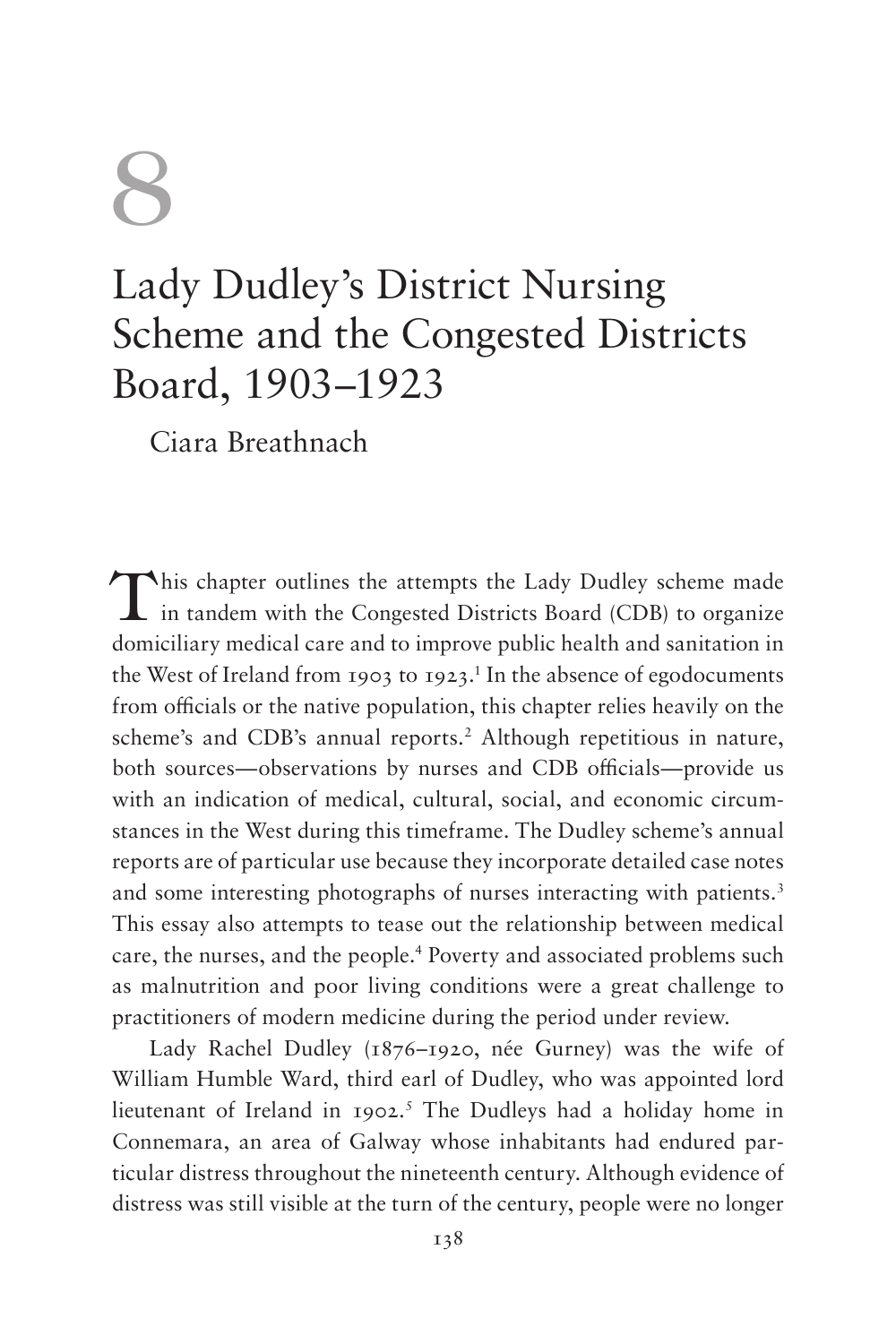# 8

# Lady Dudley's District Nursing Scheme and the Congested Districts Board, 1903–1923

Ciara Breathnach

This chapter outlines the attempts the Lady Dudley scheme made in tandem with the Congested Districts Board (CDB) to organize domiciliary medical care and to improve public health and sanitation in the West of Ireland from 1903 to 1923.[1] In the absence of egodocuments from officials or the native population, this chapter relies heavily on the scheme's and CDB's annual reports.[2] Although repetitious in nature, both sources—observations by nurses and CDB officials—provide us with an indication of medical, cultural, social, and economic circumstances in the West during this timeframe. The Dudley scheme's annual reports are of particular use because they incorporate detailed case notes and some interesting photographs of nurses interacting with patients.[3] This essay also attempts to tease out the relationship between medical care, the nurses, and the people.[4] Poverty and associated problems such as malnutrition and poor living conditions were a great challenge to practitioners of modern medicine during the period under review.

Lady Rachel Dudley (1876–1920, née Gurney) was the wife of William Humble Ward, third earl of Dudley, who was appointed lord lieutenant of Ireland in 1902.[5] The Dudleys had a holiday home in Connemara, an area of Galway whose inhabitants had endured particular distress throughout the nineteenth century. Although evidence of distress was still visible at the turn of the century, people were no longer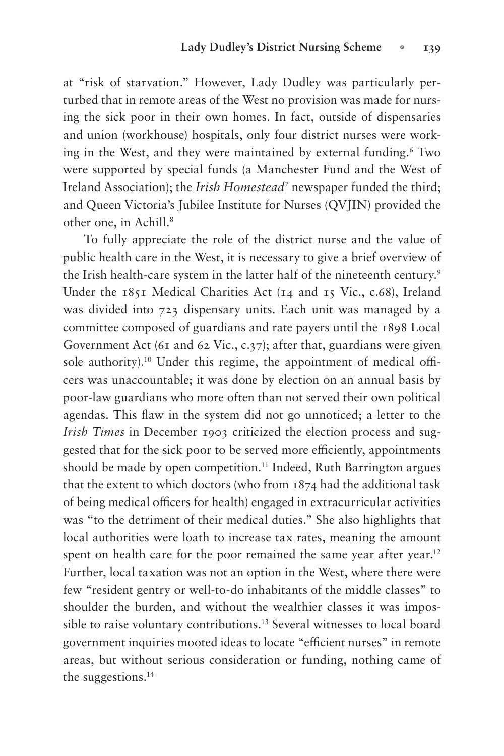at "risk of starvation." However, Lady Dudley was particularly perturbed that in remote areas of the West no provision was made for nursing the sick poor in their own homes. In fact, outside of dispensaries and union (workhouse) hospitals, only four district nurses were working in the West, and they were maintained by external funding.[6] Two were supported by special funds (a Manchester Fund and the West of Ireland Association); the *Irish Homestead*[7] newspaper funded the third; and Queen Victoria's Jubilee Institute for Nurses (QVJIN) provided the other one, in Achill.[8]

To fully appreciate the role of the district nurse and the value of public health care in the West, it is necessary to give a brief overview of the Irish health-care system in the latter half of the nineteenth century.[9] Under the 1851 Medical Charities Act (14 and 15 Vic., c.68), Ireland was divided into 723 dispensary units. Each unit was managed by a committee composed of guardians and rate payers until the 1898 Local Government Act (61 and 62 Vic., c.37); after that, guardians were given sole authority).[10] Under this regime, the appointment of medical officers was unaccountable; it was done by election on an annual basis by poor-law guardians who more often than not served their own political agendas. This flaw in the system did not go unnoticed; a letter to the *Irish Times* in December 1903 criticized the election process and suggested that for the sick poor to be served more efficiently, appointments should be made by open competition.[11] Indeed, Ruth Barrington argues that the extent to which doctors (who from 1874 had the additional task of being medical officers for health) engaged in extracurricular activities was "to the detriment of their medical duties." She also highlights that local authorities were loath to increase tax rates, meaning the amount spent on health care for the poor remained the same year after year.[12] Further, local taxation was not an option in the West, where there were few "resident gentry or well-to-do inhabitants of the middle classes" to shoulder the burden, and without the wealthier classes it was impossible to raise voluntary contributions.[13] Several witnesses to local board government inquiries mooted ideas to locate "efficient nurses" in remote areas, but without serious consideration or funding, nothing came of the suggestions.[14]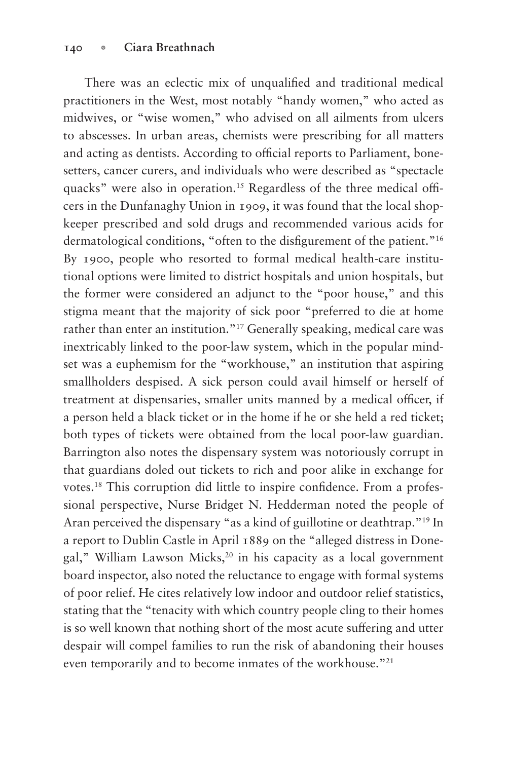There was an eclectic mix of unqualified and traditional medical practitioners in the West, most notably "handy women," who acted as midwives, or "wise women," who advised on all ailments from ulcers to abscesses. In urban areas, chemists were prescribing for all matters and acting as dentists. According to official reports to Parliament, bone-setters, cancer curers, and individuals who were described as "spectacle quacks" were also in operation.[15] Regardless of the three medical officers in the Dunfanaghy Union in 1909, it was found that the local shop-keeper prescribed and sold drugs and recommended various acids for dermatological conditions, "often to the disfigurement of the patient."[16] By 1900, people who resorted to formal medical health-care institutional options were limited to district hospitals and union hospitals, but the former were considered an adjunct to the "poor house," and this stigma meant that the majority of sick poor "preferred to die at home rather than enter an institution."[17] Generally speaking, medical care was inextricably linked to the poor-law system, which in the popular mind-set was a euphemism for the "workhouse," an institution that aspiring smallholders despised. A sick person could avail himself or herself of treatment at dispensaries, smaller units manned by a medical officer, if a person held a black ticket or in the home if he or she held a red ticket; both types of tickets were obtained from the local poor-law guardian. Barrington also notes the dispensary system was notoriously corrupt in that guardians doled out tickets to rich and poor alike in exchange for votes.[18] This corruption did little to inspire confidence. From a professional perspective, Nurse Bridget N. Hedderman noted the people of Aran perceived the dispensary "as a kind of guillotine or deathtrap."[19] In a report to Dublin Castle in April 1889 on the "alleged distress in Donegal," William Lawson Micks,[20] in his capacity as a local government board inspector, also noted the reluctance to engage with formal systems of poor relief. He cites relatively low indoor and outdoor relief statistics, stating that the "tenacity with which country people cling to their homes is so well known that nothing short of the most acute suffering and utter despair will compel families to run the risk of abandoning their houses even temporarily and to become inmates of the workhouse."[21]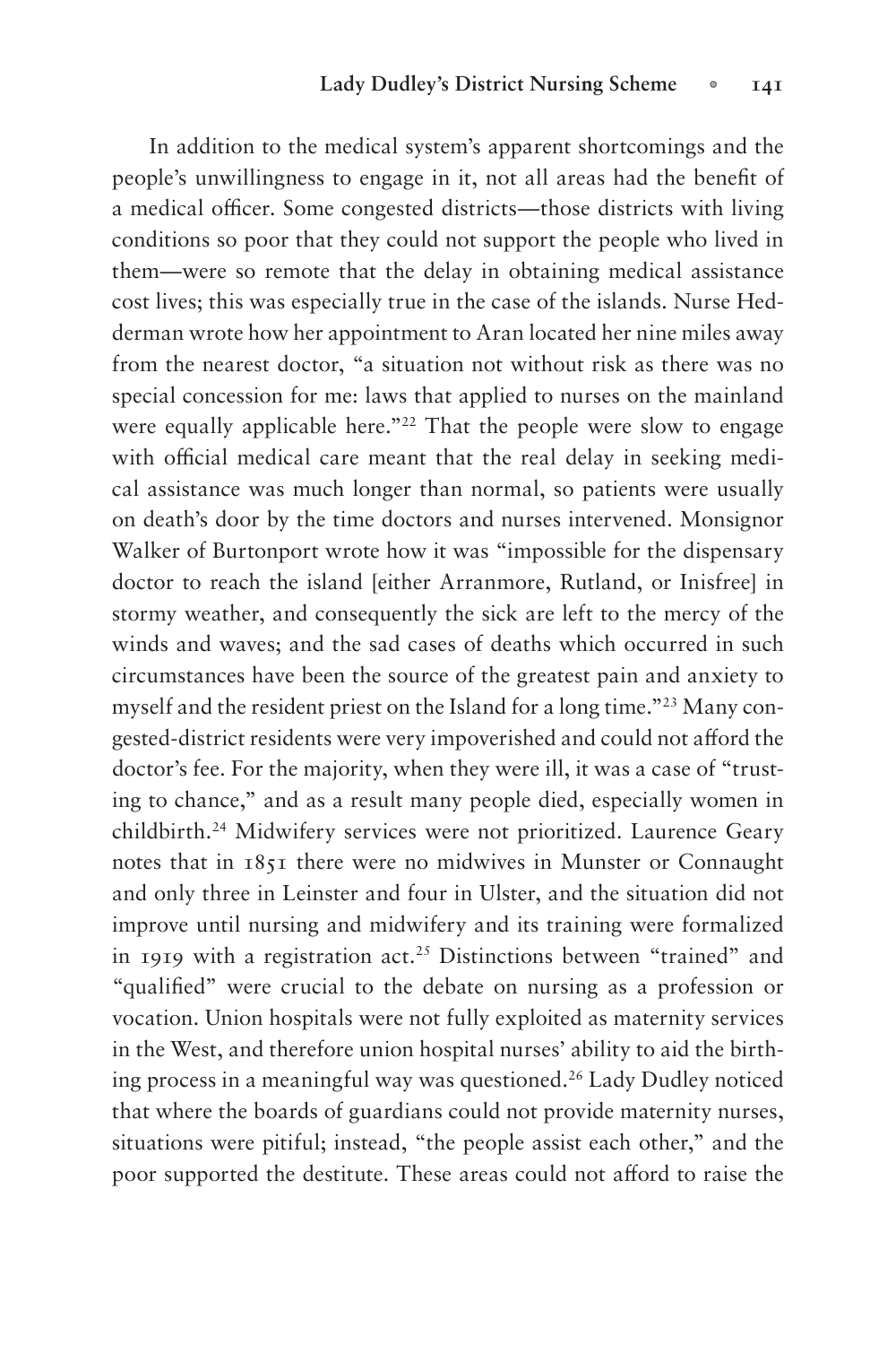In addition to the medical system's apparent shortcomings and the people's unwillingness to engage in it, not all areas had the benefit of a medical officer. Some congested districts—those districts with living conditions so poor that they could not support the people who lived in them—were so remote that the delay in obtaining medical assistance cost lives; this was especially true in the case of the islands. Nurse Hedderman wrote how her appointment to Aran located her nine miles away from the nearest doctor, "a situation not without risk as there was no special concession for me: laws that applied to nurses on the mainland were equally applicable here."[22] That the people were slow to engage with official medical care meant that the real delay in seeking medical assistance was much longer than normal, so patients were usually on death's door by the time doctors and nurses intervened. Monsignor Walker of Burtonport wrote how it was "impossible for the dispensary doctor to reach the island [either Arranmore, Rutland, or Inisfree] in stormy weather, and consequently the sick are left to the mercy of the winds and waves; and the sad cases of deaths which occurred in such circumstances have been the source of the greatest pain and anxiety to myself and the resident priest on the Island for a long time."[23] Many congested-district residents were very impoverished and could not afford the doctor's fee. For the majority, when they were ill, it was a case of "trusting to chance," and as a result many people died, especially women in childbirth.[24] Midwifery services were not prioritized. Laurence Geary notes that in 1851 there were no midwives in Munster or Connaught and only three in Leinster and four in Ulster, and the situation did not improve until nursing and midwifery and its training were formalized in 1919 with a registration act.[25] Distinctions between "trained" and "qualified" were crucial to the debate on nursing as a profession or vocation. Union hospitals were not fully exploited as maternity services in the West, and therefore union hospital nurses' ability to aid the birthing process in a meaningful way was questioned.[26] Lady Dudley noticed that where the boards of guardians could not provide maternity nurses, situations were pitiful; instead, "the people assist each other," and the poor supported the destitute. These areas could not afford to raise the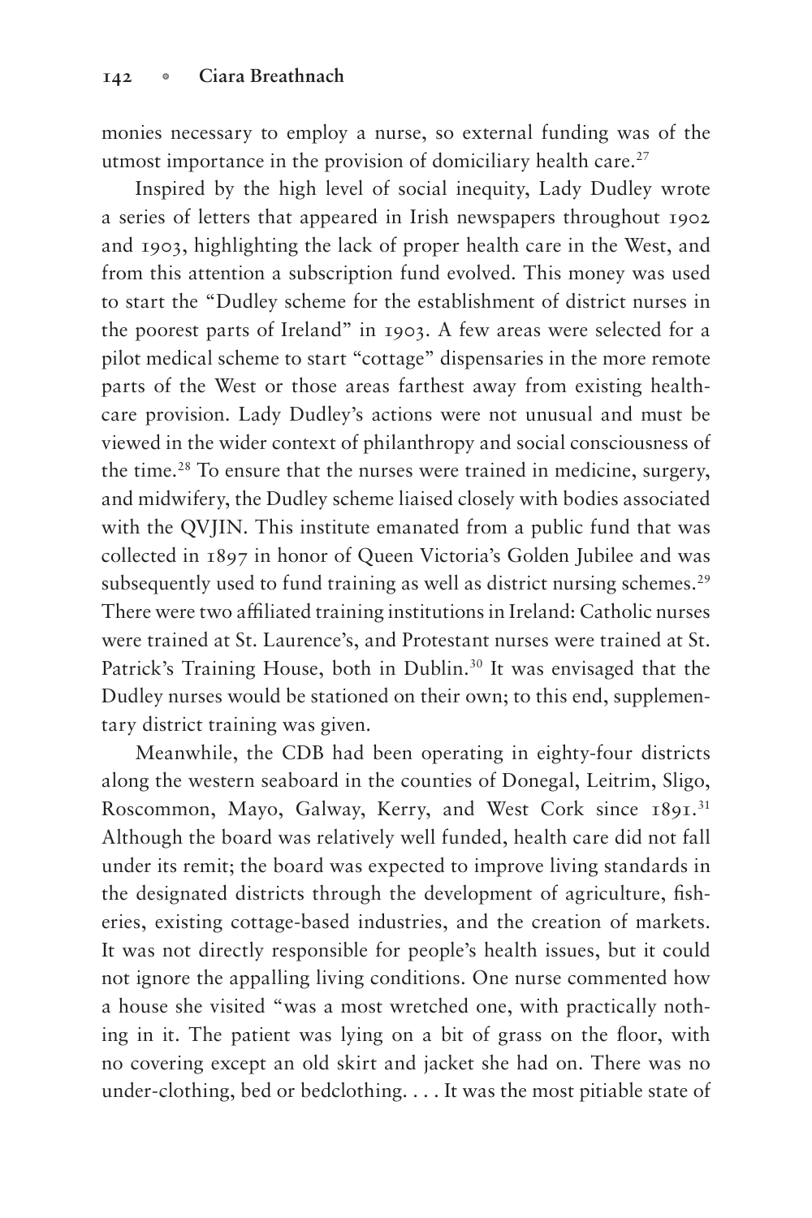monies necessary to employ a nurse, so external funding was of the utmost importance in the provision of domiciliary health care.[27]

Inspired by the high level of social inequity, Lady Dudley wrote a series of letters that appeared in Irish newspapers throughout 1902 and 1903, highlighting the lack of proper health care in the West, and from this attention a subscription fund evolved. This money was used to start the "Dudley scheme for the establishment of district nurses in the poorest parts of Ireland" in 1903. A few areas were selected for a pilot medical scheme to start "cottage" dispensaries in the more remote parts of the West or those areas farthest away from existing health-care provision. Lady Dudley's actions were not unusual and must be viewed in the wider context of philanthropy and social consciousness of the time.[28] To ensure that the nurses were trained in medicine, surgery, and midwifery, the Dudley scheme liaised closely with bodies associated with the QVJIN. This institute emanated from a public fund that was collected in 1897 in honor of Queen Victoria's Golden Jubilee and was subsequently used to fund training as well as district nursing schemes.[29] There were two affiliated training institutions in Ireland: Catholic nurses were trained at St. Laurence's, and Protestant nurses were trained at St. Patrick's Training House, both in Dublin.[30] It was envisaged that the Dudley nurses would be stationed on their own; to this end, supplementary district training was given.

Meanwhile, the CDB had been operating in eighty-four districts along the western seaboard in the counties of Donegal, Leitrim, Sligo, Roscommon, Mayo, Galway, Kerry, and West Cork since 1891.[31] Although the board was relatively well funded, health care did not fall under its remit; the board was expected to improve living standards in the designated districts through the development of agriculture, fisheries, existing cottage-based industries, and the creation of markets. It was not directly responsible for people's health issues, but it could not ignore the appalling living conditions. One nurse commented how a house she visited "was a most wretched one, with practically nothing in it. The patient was lying on a bit of grass on the floor, with no covering except an old skirt and jacket she had on. There was no under-clothing, bed or bedclothing. . . . It was the most pitiable state of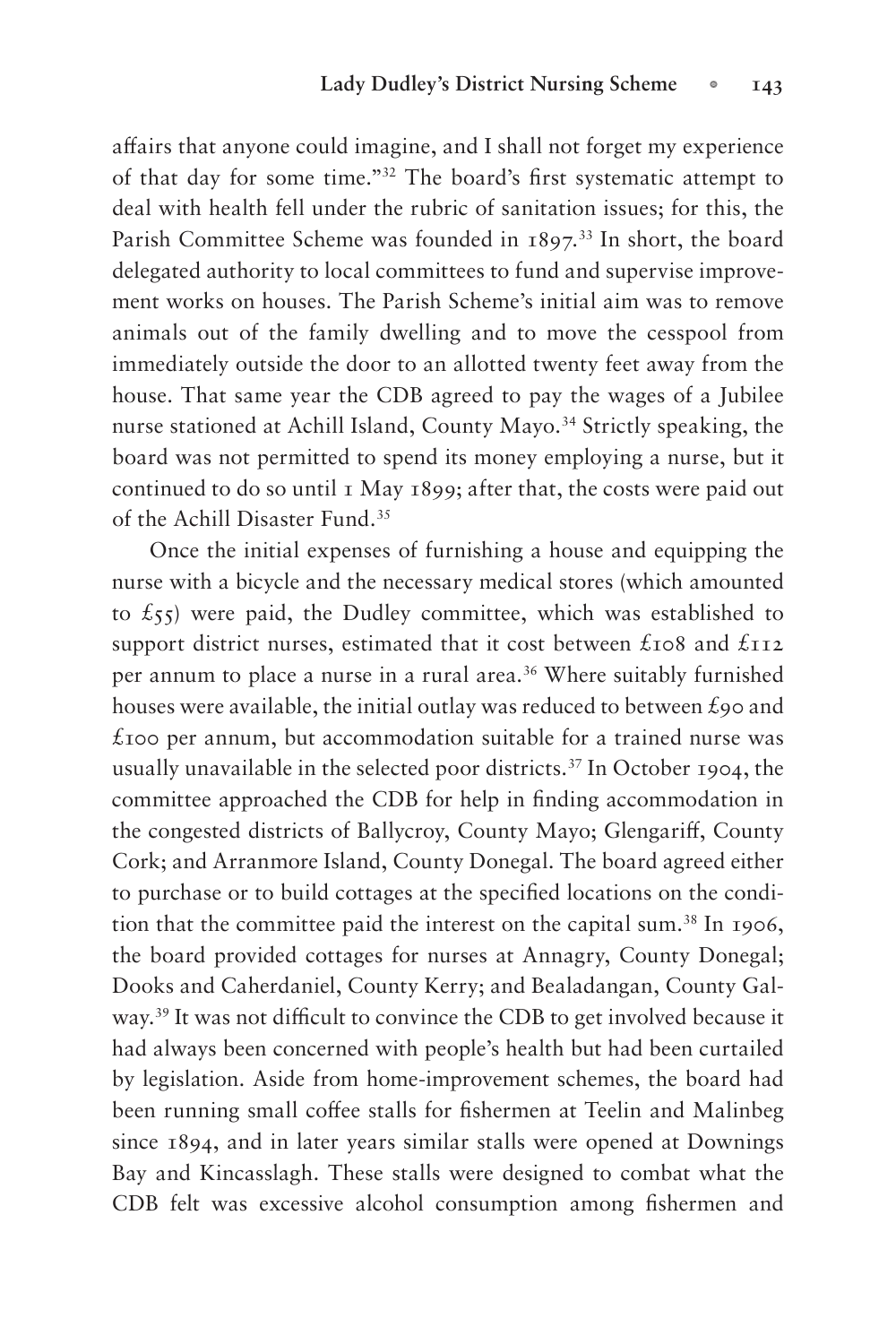affairs that anyone could imagine, and I shall not forget my experience of that day for some time."[32] The board's first systematic attempt to deal with health fell under the rubric of sanitation issues; for this, the Parish Committee Scheme was founded in 1897.[33] In short, the board delegated authority to local committees to fund and supervise improvement works on houses. The Parish Scheme's initial aim was to remove animals out of the family dwelling and to move the cesspool from immediately outside the door to an allotted twenty feet away from the house. That same year the CDB agreed to pay the wages of a Jubilee nurse stationed at Achill Island, County Mayo.[34] Strictly speaking, the board was not permitted to spend its money employing a nurse, but it continued to do so until 1 May 1899; after that, the costs were paid out of the Achill Disaster Fund.[35]

Once the initial expenses of furnishing a house and equipping the nurse with a bicycle and the necessary medical stores (which amounted to £55) were paid, the Dudley committee, which was established to support district nurses, estimated that it cost between £108 and £112 per annum to place a nurse in a rural area.[36] Where suitably furnished houses were available, the initial outlay was reduced to between £90 and £100 per annum, but accommodation suitable for a trained nurse was usually unavailable in the selected poor districts.[37] In October 1904, the committee approached the CDB for help in finding accommodation in the congested districts of Ballycroy, County Mayo; Glengariff, County Cork; and Arranmore Island, County Donegal. The board agreed either to purchase or to build cottages at the specified locations on the condition that the committee paid the interest on the capital sum.[38] In 1906, the board provided cottages for nurses at Annagry, County Donegal; Dooks and Caherdaniel, County Kerry; and Bealadangan, County Galway.[39] It was not difficult to convince the CDB to get involved because it had always been concerned with people's health but had been curtailed by legislation. Aside from home-improvement schemes, the board had been running small coffee stalls for fishermen at Teelin and Malinbeg since 1894, and in later years similar stalls were opened at Downings Bay and Kincasslagh. These stalls were designed to combat what the CDB felt was excessive alcohol consumption among fishermen and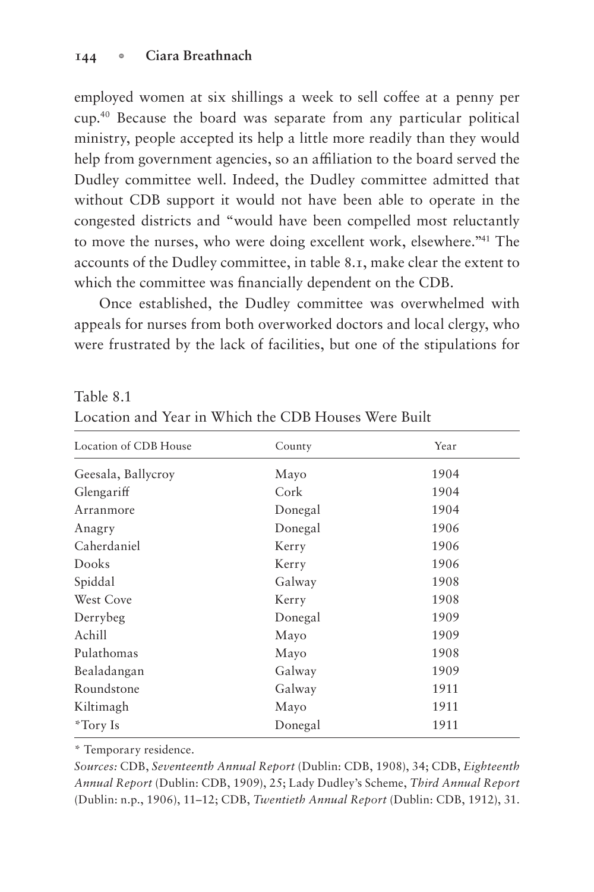employed women at six shillings a week to sell coffee at a penny per cup.[40] Because the board was separate from any particular political ministry, people accepted its help a little more readily than they would help from government agencies, so an affiliation to the board served the Dudley committee well. Indeed, the Dudley committee admitted that without CDB support it would not have been able to operate in the congested districts and "would have been compelled most reluctantly to move the nurses, who were doing excellent work, elsewhere."[41] The accounts of the Dudley committee, in table 8.1, make clear the extent to which the committee was financially dependent on the CDB.

Once established, the Dudley committee was overwhelmed with appeals for nurses from both overworked doctors and local clergy, who were frustrated by the lack of facilities, but one of the stipulations for

Table 8.1
Location and Year in Which the CDB Houses Were Built

| Location of CDB House | County | Year |
|---|---|---|
| Geesala, Ballycroy | Mayo | 1904 |
| Glengariff | Cork | 1904 |
| Arranmore | Donegal | 1904 |
| Anagry | Donegal | 1906 |
| Caherdaniel | Kerry | 1906 |
| Dooks | Kerry | 1906 |
| Spiddal | Galway | 1908 |
| West Cove | Kerry | 1908 |
| Derrybeg | Donegal | 1909 |
| Achill | Mayo | 1909 |
| Pulathomas | Mayo | 1908 |
| Bealadangan | Galway | 1909 |
| Roundstone | Galway | 1911 |
| Kiltimagh | Mayo | 1911 |
| *Tory Is | Donegal | 1911 |

\* Temporary residence.

*Sources:* CDB, *Seventeenth Annual Report* (Dublin: CDB, 1908), 34; CDB, *Eighteenth Annual Report* (Dublin: CDB, 1909), 25; Lady Dudley's Scheme, *Third Annual Report* (Dublin: n.p., 1906), 11–12; CDB, *Twentieth Annual Report* (Dublin: CDB, 1912), 31.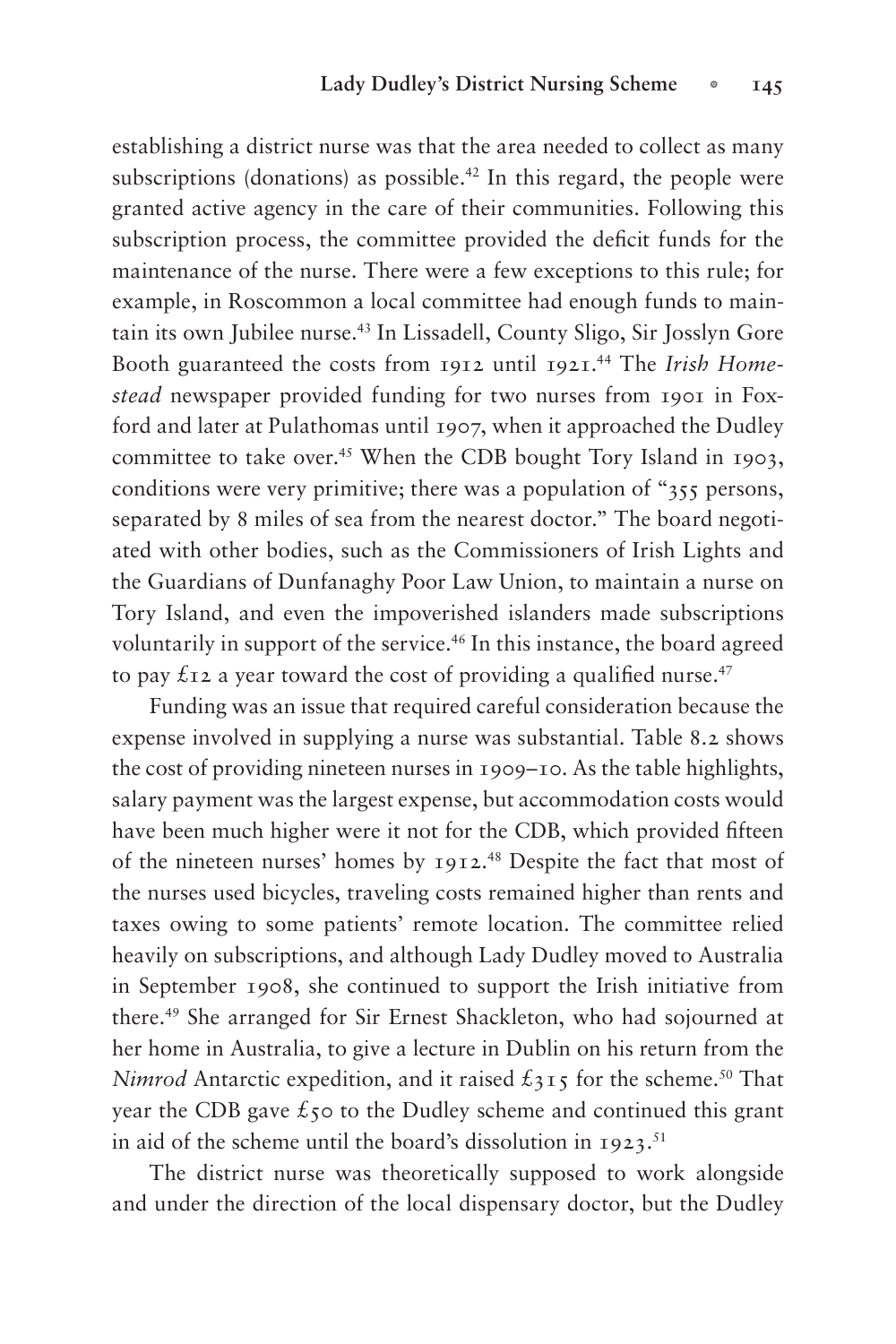establishing a district nurse was that the area needed to collect as many subscriptions (donations) as possible.[42] In this regard, the people were granted active agency in the care of their communities. Following this subscription process, the committee provided the deficit funds for the maintenance of the nurse. There were a few exceptions to this rule; for example, in Roscommon a local committee had enough funds to maintain its own Jubilee nurse.[43] In Lissadell, County Sligo, Sir Josslyn Gore Booth guaranteed the costs from 1912 until 1921.[44] The *Irish Homestead* newspaper provided funding for two nurses from 1901 in Foxford and later at Pulathomas until 1907, when it approached the Dudley committee to take over.[45] When the CDB bought Tory Island in 1903, conditions were very primitive; there was a population of "355 persons, separated by 8 miles of sea from the nearest doctor." The board negotiated with other bodies, such as the Commissioners of Irish Lights and the Guardians of Dunfanaghy Poor Law Union, to maintain a nurse on Tory Island, and even the impoverished islanders made subscriptions voluntarily in support of the service.[46] In this instance, the board agreed to pay £12 a year toward the cost of providing a qualified nurse.[47]

Funding was an issue that required careful consideration because the expense involved in supplying a nurse was substantial. Table 8.2 shows the cost of providing nineteen nurses in 1909–10. As the table highlights, salary payment was the largest expense, but accommodation costs would have been much higher were it not for the CDB, which provided fifteen of the nineteen nurses' homes by 1912.[48] Despite the fact that most of the nurses used bicycles, traveling costs remained higher than rents and taxes owing to some patients' remote location. The committee relied heavily on subscriptions, and although Lady Dudley moved to Australia in September 1908, she continued to support the Irish initiative from there.[49] She arranged for Sir Ernest Shackleton, who had sojourned at her home in Australia, to give a lecture in Dublin on his return from the *Nimrod* Antarctic expedition, and it raised £315 for the scheme.[50] That year the CDB gave £50 to the Dudley scheme and continued this grant in aid of the scheme until the board's dissolution in 1923.[51]

The district nurse was theoretically supposed to work alongside and under the direction of the local dispensary doctor, but the Dudley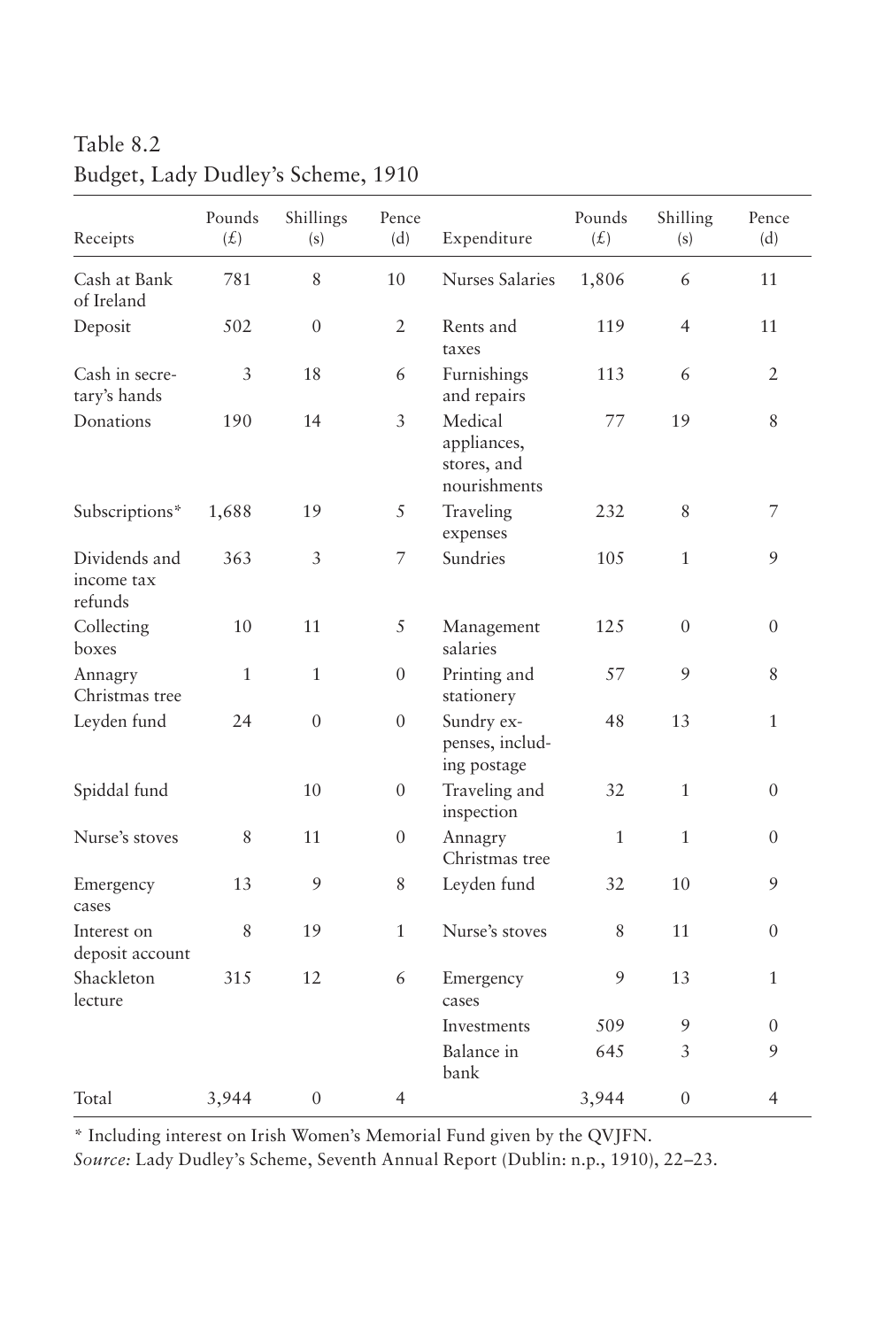Table 8.2
Budget, Lady Dudley's Scheme, 1910

| Receipts | Pounds (£) | Shillings (s) | Pence (d) | Expenditure | Pounds (£) | Shilling (s) | Pence (d) |
|---|---|---|---|---|---|---|---|
| Cash at Bank of Ireland | 781 | 8 | 10 | Nurses Salaries | 1,806 | 6 | 11 |
| Deposit | 502 | 0 | 2 | Rents and taxes | 119 | 4 | 11 |
| Cash in secretary's hands | 3 | 18 | 6 | Furnishings and repairs | 113 | 6 | 2 |
| Donations | 190 | 14 | 3 | Medical appliances, stores, and nourishments | 77 | 19 | 8 |
| Subscriptions* | 1,688 | 19 | 5 | Traveling expenses | 232 | 8 | 7 |
| Dividends and income tax refunds | 363 | 3 | 7 | Sundries | 105 | 1 | 9 |
| Collecting boxes | 10 | 11 | 5 | Management salaries | 125 | 0 | 0 |
| Annagry Christmas tree | 1 | 1 | 0 | Printing and stationery | 57 | 9 | 8 |
| Leyden fund | 24 | 0 | 0 | Sundry expenses, including postage | 48 | 13 | 1 |
| Spiddal fund | | 10 | 0 | Traveling and inspection | 32 | 1 | 0 |
| Nurse's stoves | 8 | 11 | 0 | Annagry Christmas tree | 1 | 1 | 0 |
| Emergency cases | 13 | 9 | 8 | Leyden fund | 32 | 10 | 9 |
| Interest on deposit account | 8 | 19 | 1 | Nurse's stoves | 8 | 11 | 0 |
| Shackleton lecture | 315 | 12 | 6 | Emergency cases | 9 | 13 | 1 |
| | | | | Investments | 509 | 9 | 0 |
| | | | | Balance in bank | 645 | 3 | 9 |
| Total | 3,944 | 0 | 4 | | 3,944 | 0 | 4 |

* Including interest on Irish Women's Memorial Fund given by the QVJFN.

*Source:* Lady Dudley's Scheme, Seventh Annual Report (Dublin: n.p., 1910), 22–23.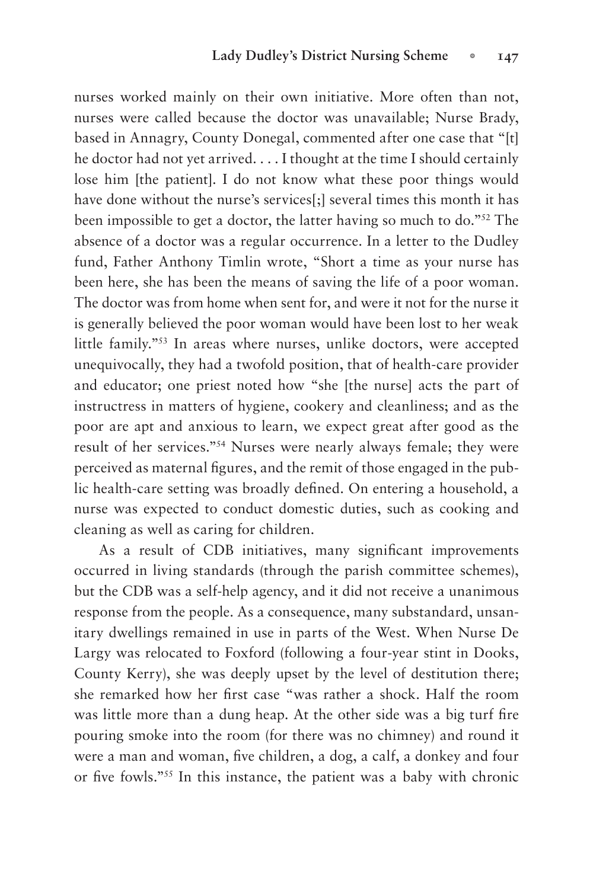nurses worked mainly on their own initiative. More often than not, nurses were called because the doctor was unavailable; Nurse Brady, based in Annagry, County Donegal, commented after one case that "[t]he doctor had not yet arrived. . . . I thought at the time I should certainly lose him [the patient]. I do not know what these poor things would have done without the nurse's services[;] several times this month it has been impossible to get a doctor, the latter having so much to do."[52] The absence of a doctor was a regular occurrence. In a letter to the Dudley fund, Father Anthony Timlin wrote, "Short a time as your nurse has been here, she has been the means of saving the life of a poor woman. The doctor was from home when sent for, and were it not for the nurse it is generally believed the poor woman would have been lost to her weak little family."[53] In areas where nurses, unlike doctors, were accepted unequivocally, they had a twofold position, that of health-care provider and educator; one priest noted how "she [the nurse] acts the part of instructress in matters of hygiene, cookery and cleanliness; and as the poor are apt and anxious to learn, we expect great after good as the result of her services."[54] Nurses were nearly always female; they were perceived as maternal figures, and the remit of those engaged in the public health-care setting was broadly defined. On entering a household, a nurse was expected to conduct domestic duties, such as cooking and cleaning as well as caring for children.

As a result of CDB initiatives, many significant improvements occurred in living standards (through the parish committee schemes), but the CDB was a self-help agency, and it did not receive a unanimous response from the people. As a consequence, many substandard, unsanitary dwellings remained in use in parts of the West. When Nurse De Largy was relocated to Foxford (following a four-year stint in Dooks, County Kerry), she was deeply upset by the level of destitution there; she remarked how her first case "was rather a shock. Half the room was little more than a dung heap. At the other side was a big turf fire pouring smoke into the room (for there was no chimney) and round it were a man and woman, five children, a dog, a calf, a donkey and four or five fowls."[55] In this instance, the patient was a baby with chronic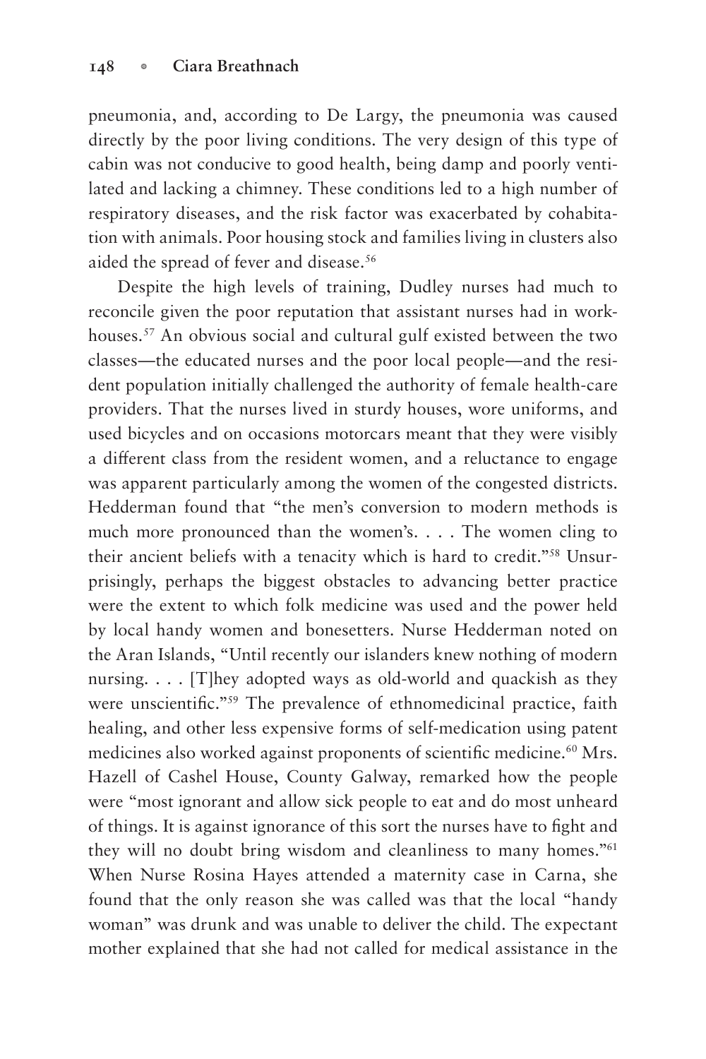pneumonia, and, according to De Largy, the pneumonia was caused directly by the poor living conditions. The very design of this type of cabin was not conducive to good health, being damp and poorly ventilated and lacking a chimney. These conditions led to a high number of respiratory diseases, and the risk factor was exacerbated by cohabitation with animals. Poor housing stock and families living in clusters also aided the spread of fever and disease.[56]

Despite the high levels of training, Dudley nurses had much to reconcile given the poor reputation that assistant nurses had in workhouses.[57] An obvious social and cultural gulf existed between the two classes—the educated nurses and the poor local people—and the resident population initially challenged the authority of female health-care providers. That the nurses lived in sturdy houses, wore uniforms, and used bicycles and on occasions motorcars meant that they were visibly a different class from the resident women, and a reluctance to engage was apparent particularly among the women of the congested districts. Hedderman found that "the men's conversion to modern methods is much more pronounced than the women's. . . . The women cling to their ancient beliefs with a tenacity which is hard to credit."[58] Unsurprisingly, perhaps the biggest obstacles to advancing better practice were the extent to which folk medicine was used and the power held by local handy women and bonesetters. Nurse Hedderman noted on the Aran Islands, "Until recently our islanders knew nothing of modern nursing. . . . [T]hey adopted ways as old-world and quackish as they were unscientific."[59] The prevalence of ethnomedicinal practice, faith healing, and other less expensive forms of self-medication using patent medicines also worked against proponents of scientific medicine.[60] Mrs. Hazell of Cashel House, County Galway, remarked how the people were "most ignorant and allow sick people to eat and do most unheard of things. It is against ignorance of this sort the nurses have to fight and they will no doubt bring wisdom and cleanliness to many homes."[61] When Nurse Rosina Hayes attended a maternity case in Carna, she found that the only reason she was called was that the local "handy woman" was drunk and was unable to deliver the child. The expectant mother explained that she had not called for medical assistance in the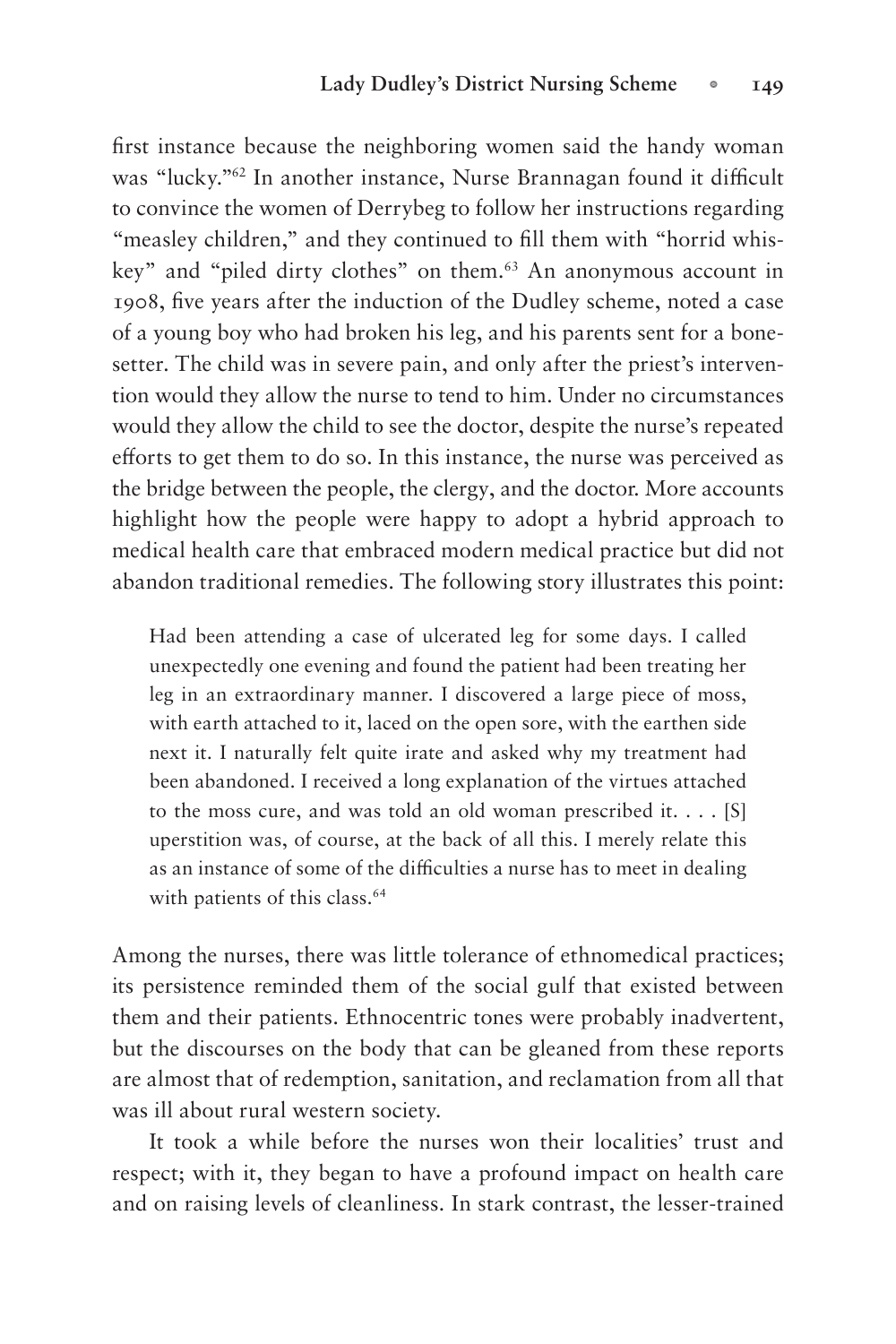first instance because the neighboring women said the handy woman was "lucky."[62] In another instance, Nurse Brannagan found it difficult to convince the women of Derrybeg to follow her instructions regarding "measley children," and they continued to fill them with "horrid whiskey" and "piled dirty clothes" on them.[63] An anonymous account in 1908, five years after the induction of the Dudley scheme, noted a case of a young boy who had broken his leg, and his parents sent for a bonesetter. The child was in severe pain, and only after the priest's intervention would they allow the nurse to tend to him. Under no circumstances would they allow the child to see the doctor, despite the nurse's repeated efforts to get them to do so. In this instance, the nurse was perceived as the bridge between the people, the clergy, and the doctor. More accounts highlight how the people were happy to adopt a hybrid approach to medical health care that embraced modern medical practice but did not abandon traditional remedies. The following story illustrates this point:

> Had been attending a case of ulcerated leg for some days. I called unexpectedly one evening and found the patient had been treating her leg in an extraordinary manner. I discovered a large piece of moss, with earth attached to it, laced on the open sore, with the earthen side next it. I naturally felt quite irate and asked why my treatment had been abandoned. I received a long explanation of the virtues attached to the moss cure, and was told an old woman prescribed it. . . . [S]uperstition was, of course, at the back of all this. I merely relate this as an instance of some of the difficulties a nurse has to meet in dealing with patients of this class.[64]

Among the nurses, there was little tolerance of ethnomedical practices; its persistence reminded them of the social gulf that existed between them and their patients. Ethnocentric tones were probably inadvertent, but the discourses on the body that can be gleaned from these reports are almost that of redemption, sanitation, and reclamation from all that was ill about rural western society.

It took a while before the nurses won their localities' trust and respect; with it, they began to have a profound impact on health care and on raising levels of cleanliness. In stark contrast, the lesser-trained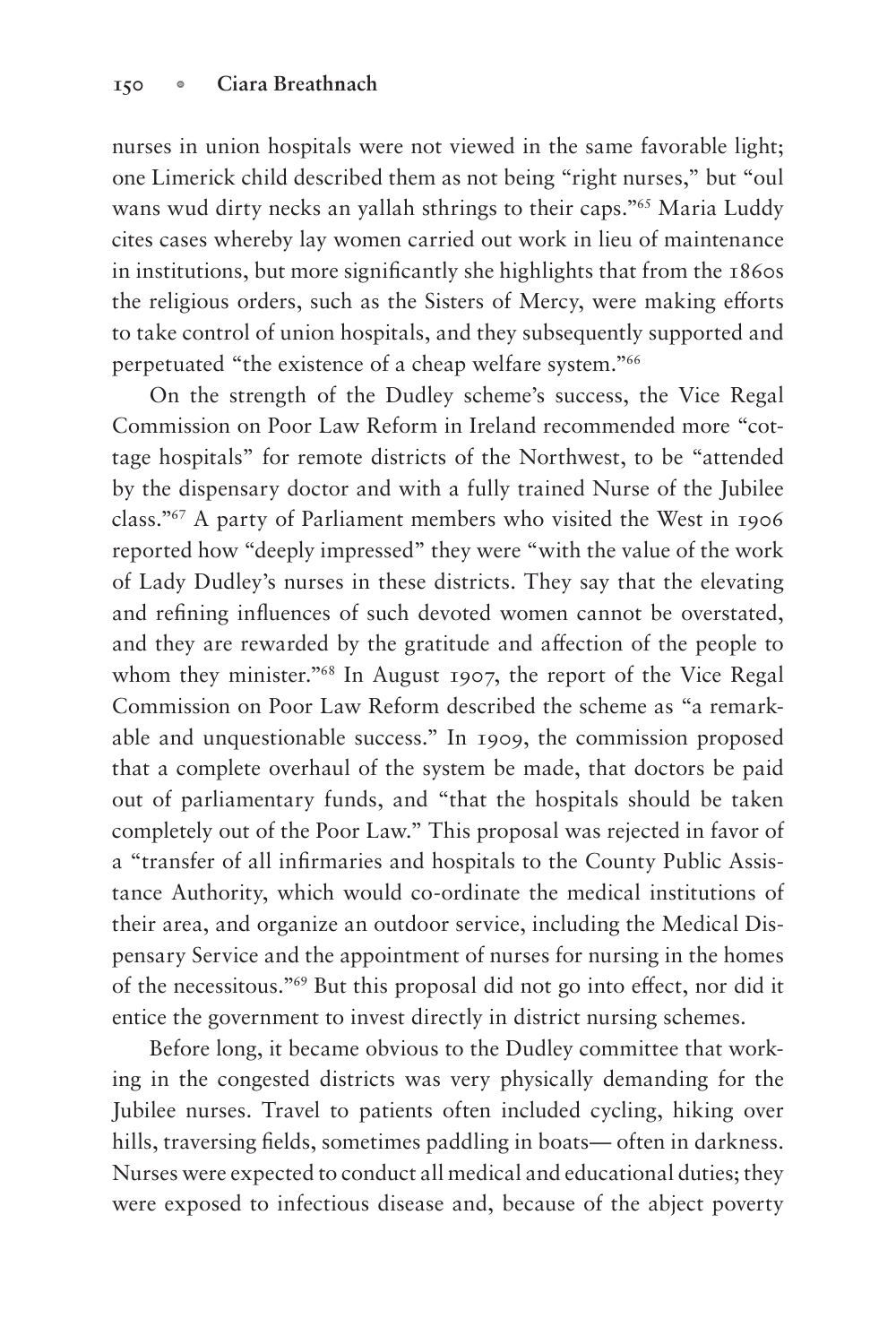nurses in union hospitals were not viewed in the same favorable light; one Limerick child described them as not being "right nurses," but "oul wans wud dirty necks an yallah sthrings to their caps."[65] Maria Luddy cites cases whereby lay women carried out work in lieu of maintenance in institutions, but more significantly she highlights that from the 1860s the religious orders, such as the Sisters of Mercy, were making efforts to take control of union hospitals, and they subsequently supported and perpetuated "the existence of a cheap welfare system."[66]

On the strength of the Dudley scheme's success, the Vice Regal Commission on Poor Law Reform in Ireland recommended more "cottage hospitals" for remote districts of the Northwest, to be "attended by the dispensary doctor and with a fully trained Nurse of the Jubilee class."[67] A party of Parliament members who visited the West in 1906 reported how "deeply impressed" they were "with the value of the work of Lady Dudley's nurses in these districts. They say that the elevating and refining influences of such devoted women cannot be overstated, and they are rewarded by the gratitude and affection of the people to whom they minister."[68] In August 1907, the report of the Vice Regal Commission on Poor Law Reform described the scheme as "a remarkable and unquestionable success." In 1909, the commission proposed that a complete overhaul of the system be made, that doctors be paid out of parliamentary funds, and "that the hospitals should be taken completely out of the Poor Law." This proposal was rejected in favor of a "transfer of all infirmaries and hospitals to the County Public Assistance Authority, which would co-ordinate the medical institutions of their area, and organize an outdoor service, including the Medical Dispensary Service and the appointment of nurses for nursing in the homes of the necessitous."[69] But this proposal did not go into effect, nor did it entice the government to invest directly in district nursing schemes.

Before long, it became obvious to the Dudley committee that working in the congested districts was very physically demanding for the Jubilee nurses. Travel to patients often included cycling, hiking over hills, traversing fields, sometimes paddling in boats— often in darkness. Nurses were expected to conduct all medical and educational duties; they were exposed to infectious disease and, because of the abject poverty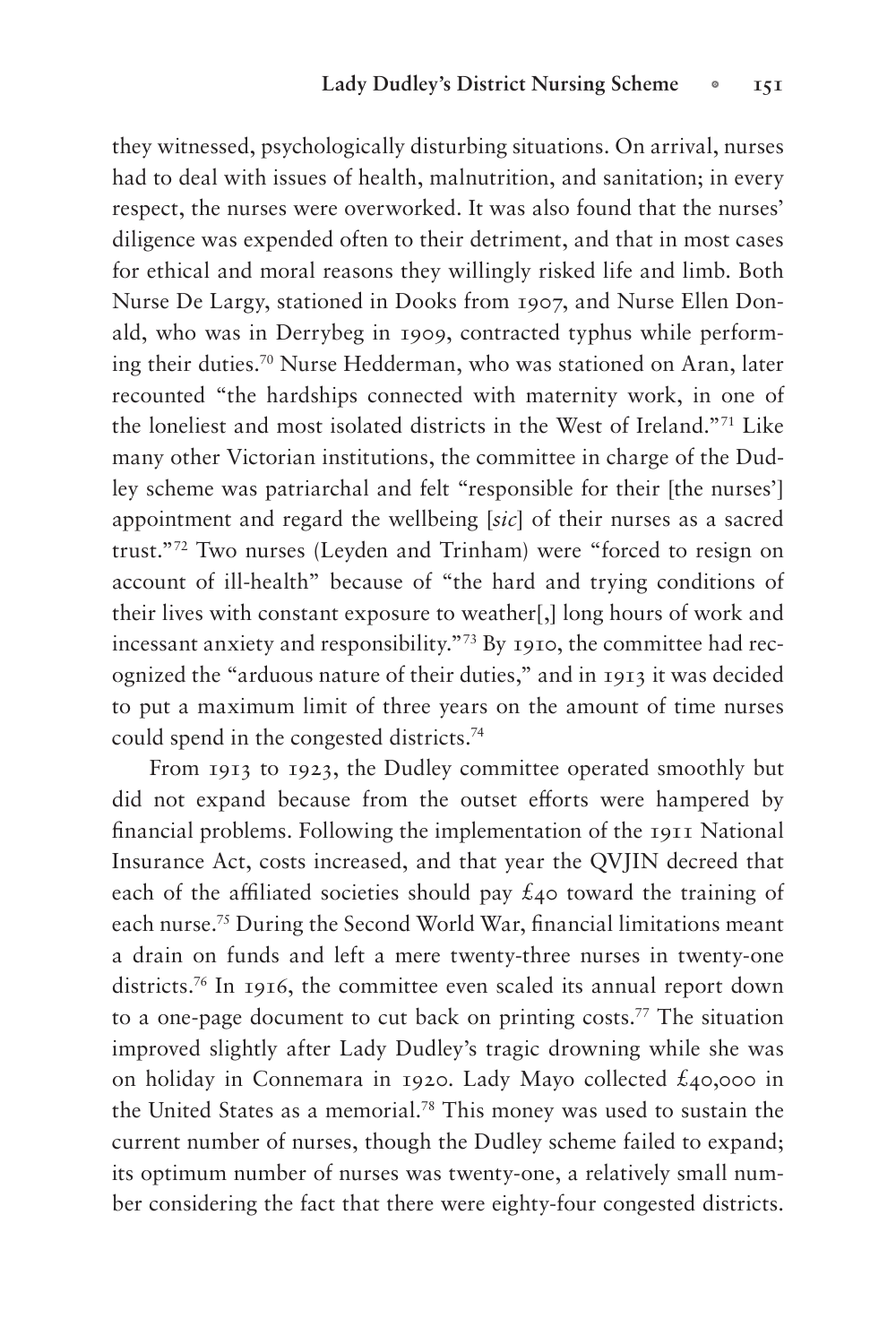they witnessed, psychologically disturbing situations. On arrival, nurses had to deal with issues of health, malnutrition, and sanitation; in every respect, the nurses were overworked. It was also found that the nurses' diligence was expended often to their detriment, and that in most cases for ethical and moral reasons they willingly risked life and limb. Both Nurse De Largy, stationed in Dooks from 1907, and Nurse Ellen Donald, who was in Derrybeg in 1909, contracted typhus while performing their duties.[70] Nurse Hedderman, who was stationed on Aran, later recounted "the hardships connected with maternity work, in one of the loneliest and most isolated districts in the West of Ireland."[71] Like many other Victorian institutions, the committee in charge of the Dudley scheme was patriarchal and felt "responsible for their [the nurses'] appointment and regard the wellbeing [*sic*] of their nurses as a sacred trust."[72] Two nurses (Leyden and Trinham) were "forced to resign on account of ill-health" because of "the hard and trying conditions of their lives with constant exposure to weather[,] long hours of work and incessant anxiety and responsibility."[73] By 1910, the committee had recognized the "arduous nature of their duties," and in 1913 it was decided to put a maximum limit of three years on the amount of time nurses could spend in the congested districts.[74]

From 1913 to 1923, the Dudley committee operated smoothly but did not expand because from the outset efforts were hampered by financial problems. Following the implementation of the 1911 National Insurance Act, costs increased, and that year the QVJIN decreed that each of the affiliated societies should pay £40 toward the training of each nurse.[75] During the Second World War, financial limitations meant a drain on funds and left a mere twenty-three nurses in twenty-one districts.[76] In 1916, the committee even scaled its annual report down to a one-page document to cut back on printing costs.[77] The situation improved slightly after Lady Dudley's tragic drowning while she was on holiday in Connemara in 1920. Lady Mayo collected £40,000 in the United States as a memorial.[78] This money was used to sustain the current number of nurses, though the Dudley scheme failed to expand; its optimum number of nurses was twenty-one, a relatively small number considering the fact that there were eighty-four congested districts.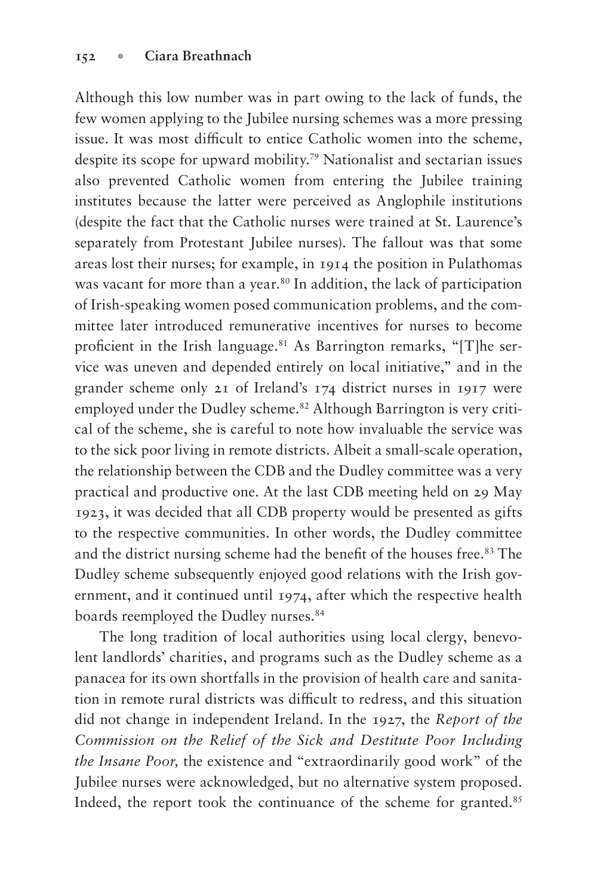Although this low number was in part owing to the lack of funds, the few women applying to the Jubilee nursing schemes was a more pressing issue. It was most difficult to entice Catholic women into the scheme, despite its scope for upward mobility.[79] Nationalist and sectarian issues also prevented Catholic women from entering the Jubilee training institutes because the latter were perceived as Anglophile institutions (despite the fact that the Catholic nurses were trained at St. Laurence's separately from Protestant Jubilee nurses). The fallout was that some areas lost their nurses; for example, in 1914 the position in Pulathomas was vacant for more than a year.[80] In addition, the lack of participation of Irish-speaking women posed communication problems, and the committee later introduced remunerative incentives for nurses to become proficient in the Irish language.[81] As Barrington remarks, "[T]he service was uneven and depended entirely on local initiative," and in the grander scheme only 21 of Ireland's 174 district nurses in 1917 were employed under the Dudley scheme.[82] Although Barrington is very critical of the scheme, she is careful to note how invaluable the service was to the sick poor living in remote districts. Albeit a small-scale operation, the relationship between the CDB and the Dudley committee was a very practical and productive one. At the last CDB meeting held on 29 May 1923, it was decided that all CDB property would be presented as gifts to the respective communities. In other words, the Dudley committee and the district nursing scheme had the benefit of the houses free.[83] The Dudley scheme subsequently enjoyed good relations with the Irish government, and it continued until 1974, after which the respective health boards reemployed the Dudley nurses.[84]

The long tradition of local authorities using local clergy, benevolent landlords' charities, and programs such as the Dudley scheme as a panacea for its own shortfalls in the provision of health care and sanitation in remote rural districts was difficult to redress, and this situation did not change in independent Ireland. In the 1927, the *Report of the Commission on the Relief of the Sick and Destitute Poor Including the Insane Poor,* the existence and "extraordinarily good work" of the Jubilee nurses were acknowledged, but no alternative system proposed. Indeed, the report took the continuance of the scheme for granted.[85]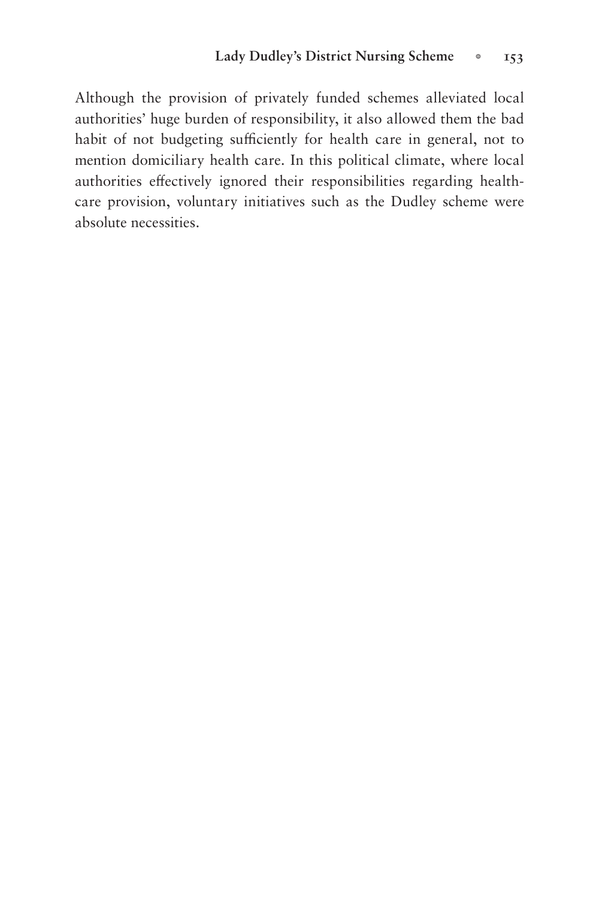Although the provision of privately funded schemes alleviated local authorities' huge burden of responsibility, it also allowed them the bad habit of not budgeting sufficiently for health care in general, not to mention domiciliary health care. In this political climate, where local authorities effectively ignored their responsibilities regarding health-care provision, voluntary initiatives such as the Dudley scheme were absolute necessities.